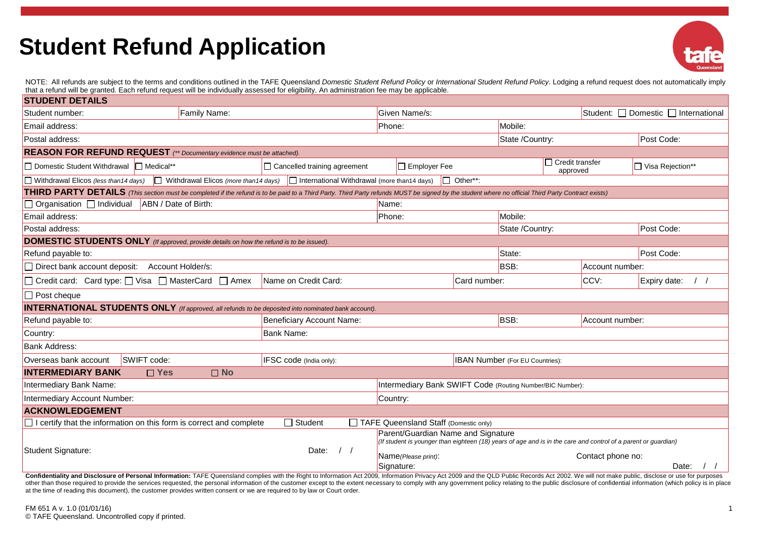# Student Refund Application

NOTE: All refunds are subject to the terms and conditions outlined in the TAFE Queensland *Domestic Student Refund Policy* or *International Student Refund Policy*. Lodging a refund request does not automatically imply that a refund will be granted. Each refund request will be individually assessed for eligibility. An administration fee may be applicable.

## STUDENT DETAILS

| Student number: | Family Name: | Given Name/s: | | Student: ☐ Domestic ☐ International |
|---|---|---|---|---|
| Email address: | | Phone: | Mobile: | |
| Postal address: | | | State /Country: | Post Code: |

## REASON FOR REFUND REQUEST *(\*\* Documentary evidence must be attached).*

| | | | | | |
|---|---|---|---|---|---|
| ☐ Domestic Student Withdrawal | ☐ Medical** | ☐ Cancelled training agreement | ☐ Employer Fee | ☐ Credit transfer approved | ☐ Visa Rejection** |
| ☐ Withdrawal Elicos *(less than14 days)* | ☐ Withdrawal Elicos *(more than14 days)* | ☐ International Withdrawal (more than14 days) | ☐ Other**: | | |

## THIRD PARTY DETAILS *(This section must be completed if the refund is to be paid to a Third Party. Third Party refunds MUST be signed by the student where no official Third Party Contract exists)*

| | | | | |
|---|---|---|---|---|
| ☐ Organisation ☐ Individual | ABN / Date of Birth: | Name: | | |
| Email address: | | Phone: | Mobile: | |
| Postal address: | | | State /Country: | Post Code: |

## DOMESTIC STUDENTS ONLY *(If approved, provide details on how the refund is to be issued).*

| | | | | | |
|---|---|---|---|---|---|
| Refund payable to: | | | State: | | Post Code: |
| ☐ Direct bank account deposit: Account Holder/s: | | | BSB: | Account number: | |
| ☐ Credit card: Card type: ☐ Visa ☐ MasterCard ☐ Amex | Name on Credit Card: | Card number: | | CCV: | Expiry date: / / |
| ☐ Post cheque | | | | | |

## INTERNATIONAL STUDENTS ONLY *(If approved, all refunds to be deposited into nominated bank account).*

| | | | | |
|---|---|---|---|---|
| Refund payable to: | Beneficiary Account Name: | | BSB: | Account number: |
| Country: | Bank Name: | | | |
| Bank Address: | | | | |
| Overseas bank account / SWIFT code: | IFSC code (India only): | | IBAN Number (For EU Countries): | |

## INTERMEDIARY BANK ☐ Yes ☐ No

| | |
|---|---|
| Intermediary Bank Name: | Intermediary Bank SWIFT Code (Routing Number/BIC Number): |
| Intermediary Account Number: | Country: |

## ACKNOWLEDGEMENT

☐ I certify that the information on this form is correct and complete ☐ Student ☐ TAFE Queensland Staff (Domestic only)

| | |
|---|---|
| Student Signature: Date: / / | Parent/Guardian Name and Signature *(If student is younger than eighteen (18) years of age and is in the care and control of a parent or guardian)* <br> Name*(Please print)*: Contact phone no: <br> Signature: Date: / / |

**Confidentiality and Disclosure of Personal Information:** TAFE Queensland complies with the Right to Information Act 2009, Information Privacy Act 2009 and the QLD Public Records Act 2002. We will not make public, disclose or use for purposes other than those required to provide the services requested, the personal information of the customer except to the extent necessary to comply with any government policy relating to the public disclosure of confidential information (which policy is in place at the time of reading this document), the customer provides written consent or we are required to by law or Court order.

FM 651 A v. 1.0 (01/01/16)
© TAFE Queensland. Uncontrolled copy if printed.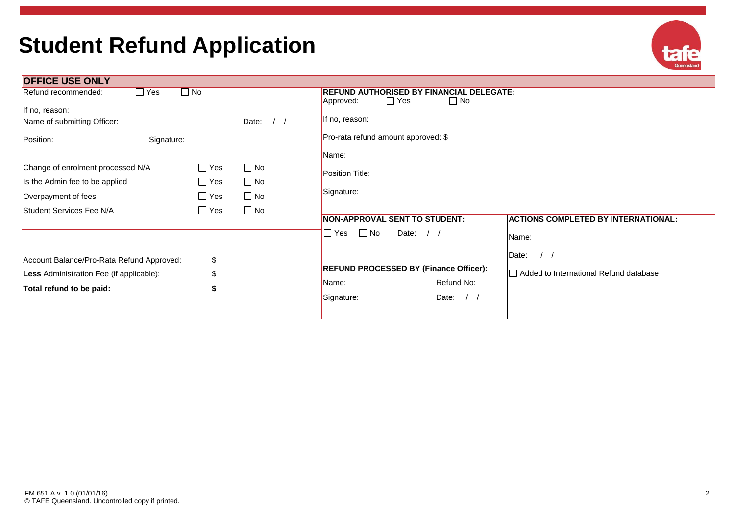# Student Refund Application

## OFFICE USE ONLY

Refund recommended: ☐ Yes ☐ No

If no, reason:

Name of submitting Officer: Date: / /

Position: Signature:

| | | |
|---|---|---|
| Change of enrolment processed N/A | ☐ Yes | ☐ No |
| Is the Admin fee to be applied | ☐ Yes | ☐ No |
| Overpayment of fees | ☐ Yes | ☐ No |
| Student Services Fee N/A | ☐ Yes | ☐ No |

| | |
|---|---|
| Account Balance/Pro-Rata Refund Approved: | $ |
| **Less** Administration Fee (if applicable): | $ |
| **Total refund to be paid:** | **$** |

**REFUND AUTHORISED BY FINANCIAL DELEGATE:**

Approved: ☐ Yes ☐ No

If no, reason:

Pro-rata refund amount approved: $

Name:

Position Title:

Signature:

**NON-APPROVAL SENT TO STUDENT:**

☐ Yes ☐ No Date: / /

**REFUND PROCESSED BY (Finance Officer):**

Name: Refund No:

Signature: Date: / /

**ACTIONS COMPLETED BY INTERNATIONAL:**

Name:

Date: / /

☐ Added to International Refund database

FM 651 A v. 1.0 (01/01/16)
© TAFE Queensland. Uncontrolled copy if printed.